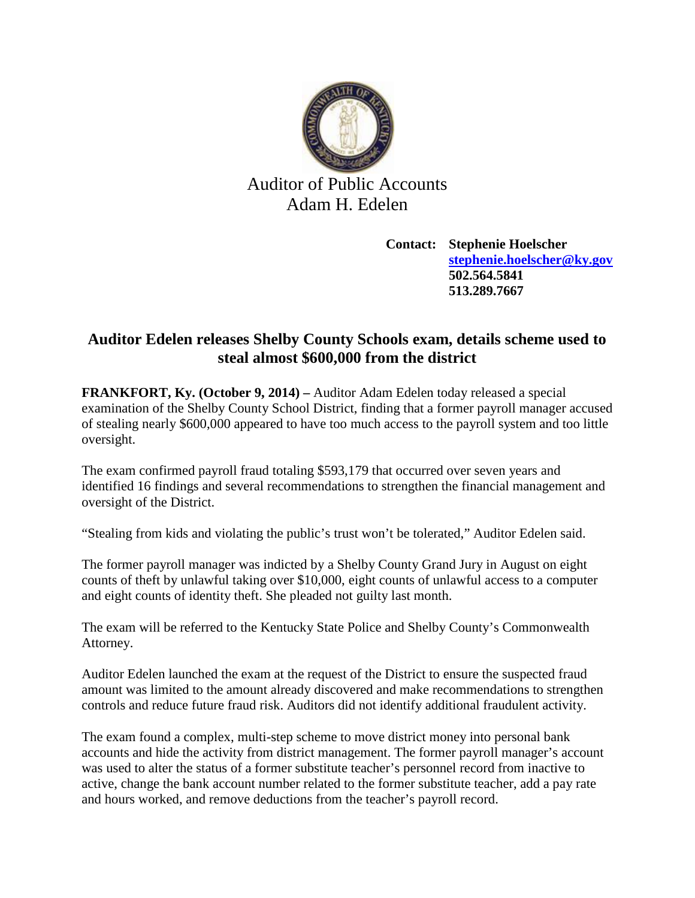Auditor of Public Accounts
Adam H. Edelen

**Contact: Stephenie Hoelscher**
**stephenie.hoelscher@ky.gov**
**502.564.5841**
**513.289.7667**

## Auditor Edelen releases Shelby County Schools exam, details scheme used to steal almost $600,000 from the district

**FRANKFORT, Ky. (October 9, 2014) –** Auditor Adam Edelen today released a special examination of the Shelby County School District, finding that a former payroll manager accused of stealing nearly $600,000 appeared to have too much access to the payroll system and too little oversight.

The exam confirmed payroll fraud totaling $593,179 that occurred over seven years and identified 16 findings and several recommendations to strengthen the financial management and oversight of the District.

"Stealing from kids and violating the public's trust won't be tolerated," Auditor Edelen said.

The former payroll manager was indicted by a Shelby County Grand Jury in August on eight counts of theft by unlawful taking over $10,000, eight counts of unlawful access to a computer and eight counts of identity theft. She pleaded not guilty last month.

The exam will be referred to the Kentucky State Police and Shelby County's Commonwealth Attorney.

Auditor Edelen launched the exam at the request of the District to ensure the suspected fraud amount was limited to the amount already discovered and make recommendations to strengthen controls and reduce future fraud risk. Auditors did not identify additional fraudulent activity.

The exam found a complex, multi-step scheme to move district money into personal bank accounts and hide the activity from district management. The former payroll manager's account was used to alter the status of a former substitute teacher's personnel record from inactive to active, change the bank account number related to the former substitute teacher, add a pay rate and hours worked, and remove deductions from the teacher's payroll record.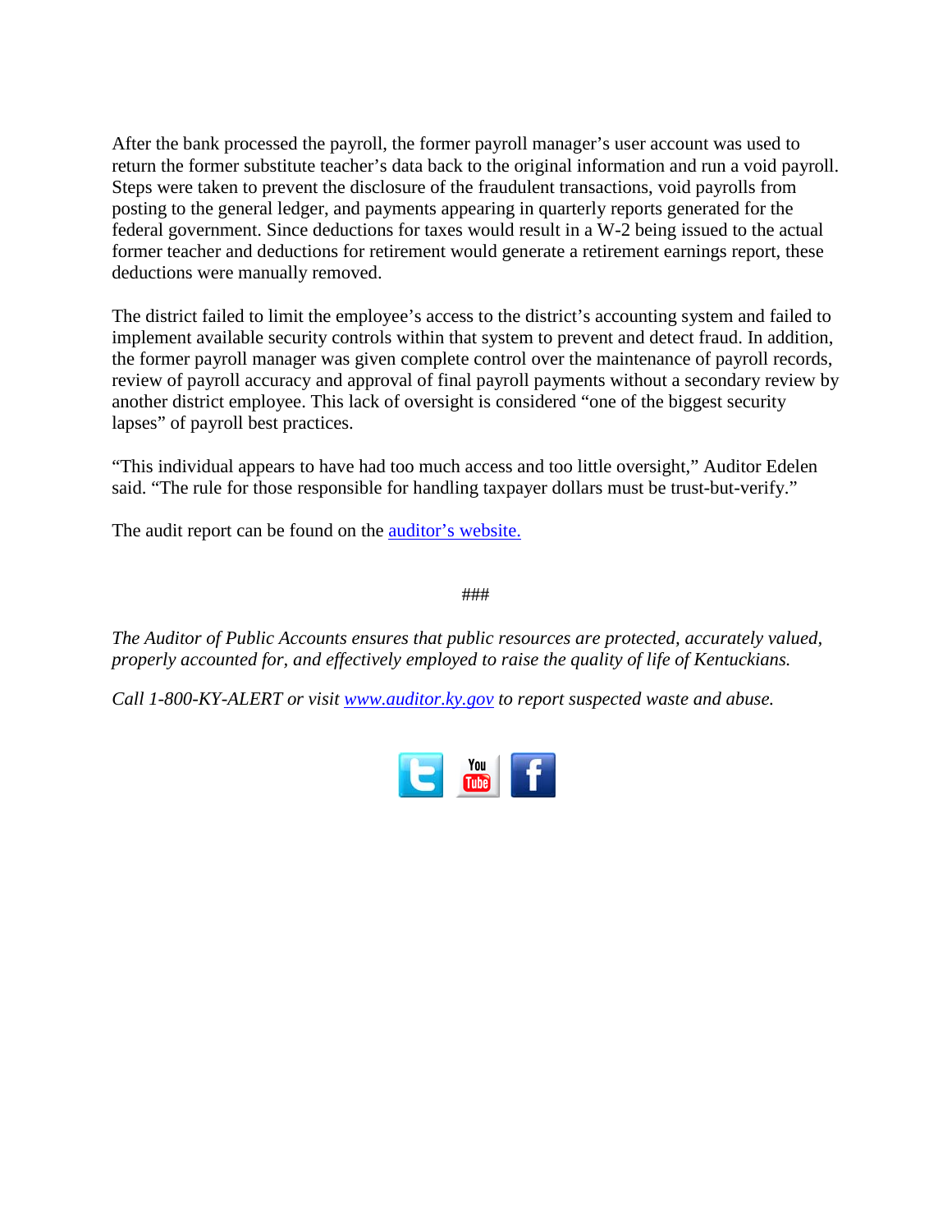After the bank processed the payroll, the former payroll manager's user account was used to return the former substitute teacher's data back to the original information and run a void payroll. Steps were taken to prevent the disclosure of the fraudulent transactions, void payrolls from posting to the general ledger, and payments appearing in quarterly reports generated for the federal government. Since deductions for taxes would result in a W-2 being issued to the actual former teacher and deductions for retirement would generate a retirement earnings report, these deductions were manually removed.

The district failed to limit the employee's access to the district's accounting system and failed to implement available security controls within that system to prevent and detect fraud. In addition, the former payroll manager was given complete control over the maintenance of payroll records, review of payroll accuracy and approval of final payroll payments without a secondary review by another district employee. This lack of oversight is considered "one of the biggest security lapses" of payroll best practices.

"This individual appears to have had too much access and too little oversight," Auditor Edelen said. "The rule for those responsible for handling taxpayer dollars must be trust-but-verify."

The audit report can be found on the [auditor's website.](#)

###

*The Auditor of Public Accounts ensures that public resources are protected, accurately valued, properly accounted for, and effectively employed to raise the quality of life of Kentuckians.*

*Call 1-800-KY-ALERT or visit [www.auditor.ky.gov](http://www.auditor.ky.gov) to report suspected waste and abuse.*